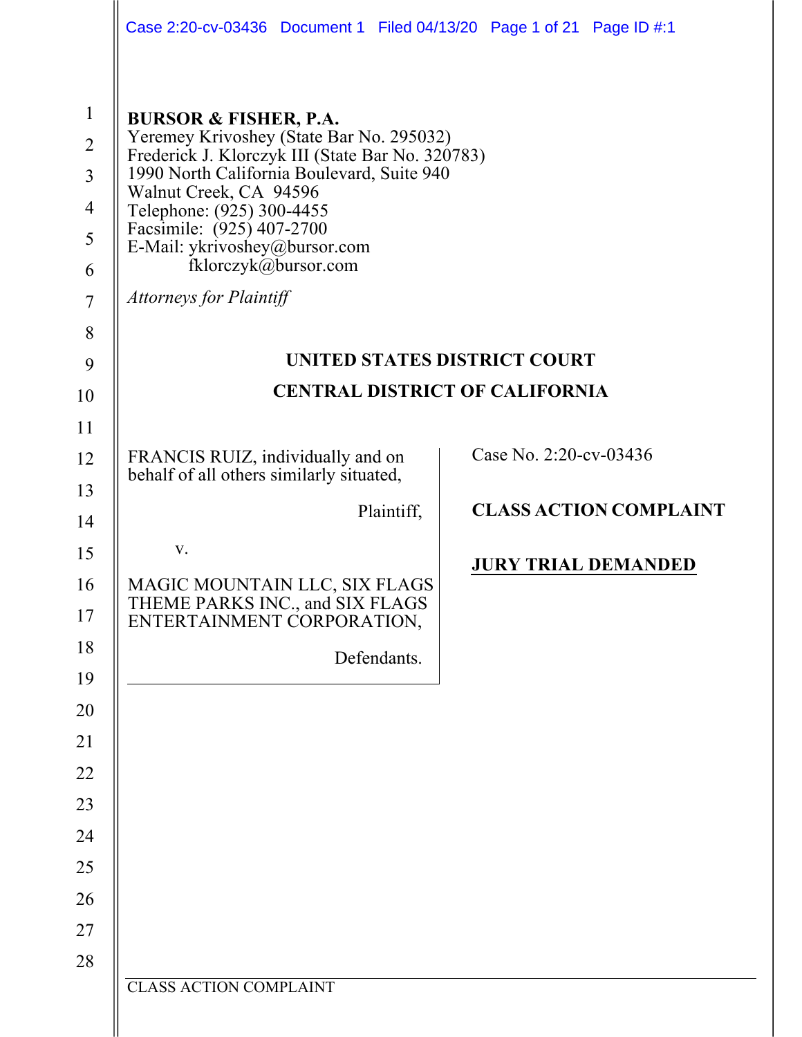**BURSOR & FISHER, P.A.**
Yeremey Krivoshey (State Bar No. 295032)
Frederick J. Klorczyk III (State Bar No. 320783)
1990 North California Boulevard, Suite 940
Walnut Creek, CA 94596
Telephone: (925) 300-4455
Facsimile: (925) 407-2700
E-Mail: ykrivoshey@bursor.com
fklorczyk@bursor.com

*Attorneys for Plaintiff*

**UNITED STATES DISTRICT COURT**

**CENTRAL DISTRICT OF CALIFORNIA**

FRANCIS RUIZ, individually and on behalf of all others similarly situated,

Plaintiff,

v.

MAGIC MOUNTAIN LLC, SIX FLAGS THEME PARKS INC., and SIX FLAGS ENTERTAINMENT CORPORATION,

Defendants.

Case No. 2:20-cv-03436

**CLASS ACTION COMPLAINT**

**JURY TRIAL DEMANDED**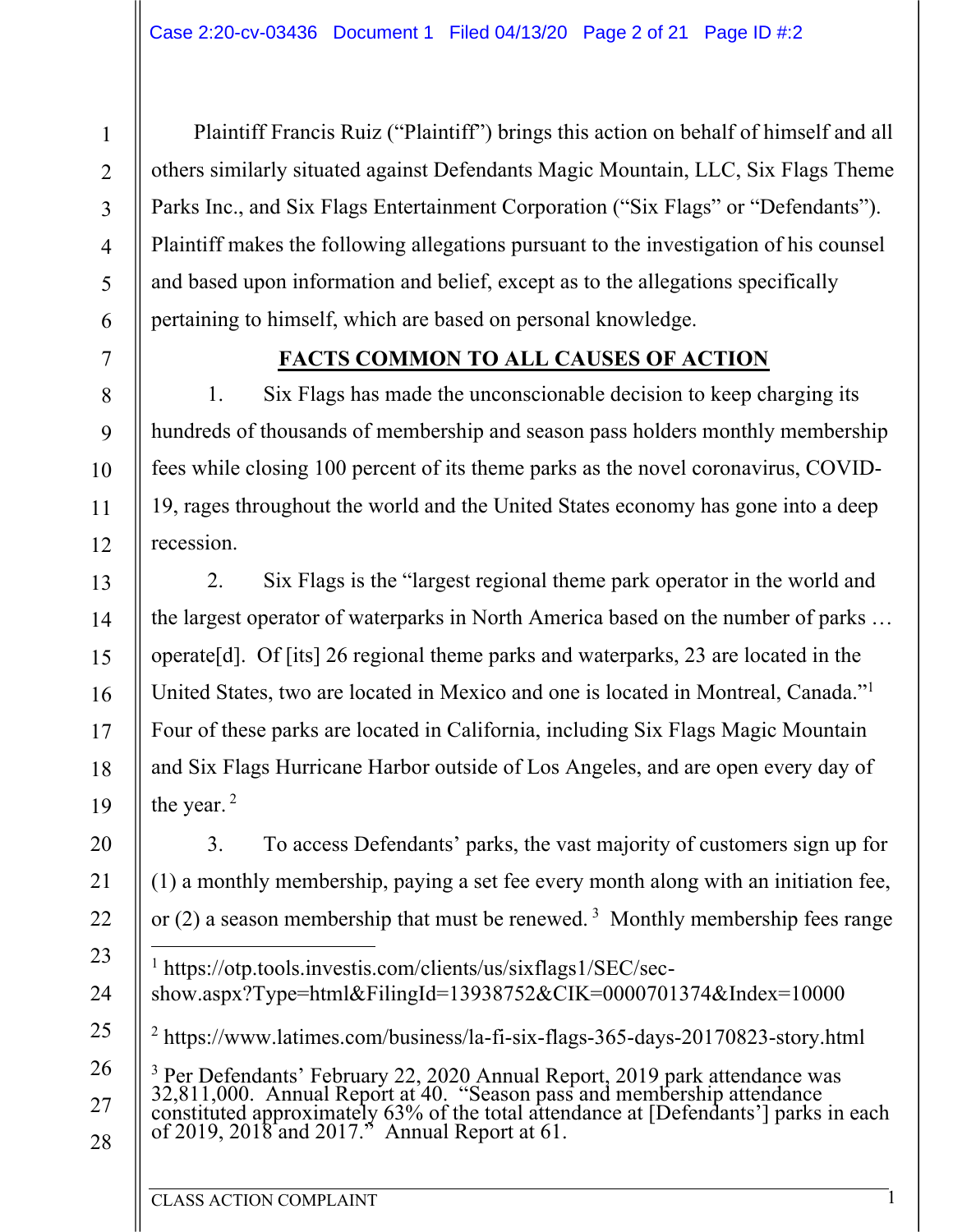Plaintiff Francis Ruiz ("Plaintiff") brings this action on behalf of himself and all others similarly situated against Defendants Magic Mountain, LLC, Six Flags Theme Parks Inc., and Six Flags Entertainment Corporation ("Six Flags" or "Defendants"). Plaintiff makes the following allegations pursuant to the investigation of his counsel and based upon information and belief, except as to the allegations specifically pertaining to himself, which are based on personal knowledge.

## FACTS COMMON TO ALL CAUSES OF ACTION

1. Six Flags has made the unconscionable decision to keep charging its hundreds of thousands of membership and season pass holders monthly membership fees while closing 100 percent of its theme parks as the novel coronavirus, COVID-19, rages throughout the world and the United States economy has gone into a deep recession.

2. Six Flags is the "largest regional theme park operator in the world and the largest operator of waterparks in North America based on the number of parks … operate[d]. Of [its] 26 regional theme parks and waterparks, 23 are located in the United States, two are located in Mexico and one is located in Montreal, Canada."[1] Four of these parks are located in California, including Six Flags Magic Mountain and Six Flags Hurricane Harbor outside of Los Angeles, and are open every day of the year.[2]

3. To access Defendants' parks, the vast majority of customers sign up for (1) a monthly membership, paying a set fee every month along with an initiation fee, or (2) a season membership that must be renewed.[3] Monthly membership fees range

---

[1] https://otp.tools.investis.com/clients/us/sixflags1/SEC/sec-show.aspx?Type=html&FilingId=13938752&CIK=0000701374&Index=10000

[2] https://www.latimes.com/business/la-fi-six-flags-365-days-20170823-story.html

[3] Per Defendants' February 22, 2020 Annual Report, 2019 park attendance was 32,811,000. Annual Report at 40. "Season pass and membership attendance constituted approximately 63% of the total attendance at [Defendants'] parks in each of 2019, 2018 and 2017." Annual Report at 61.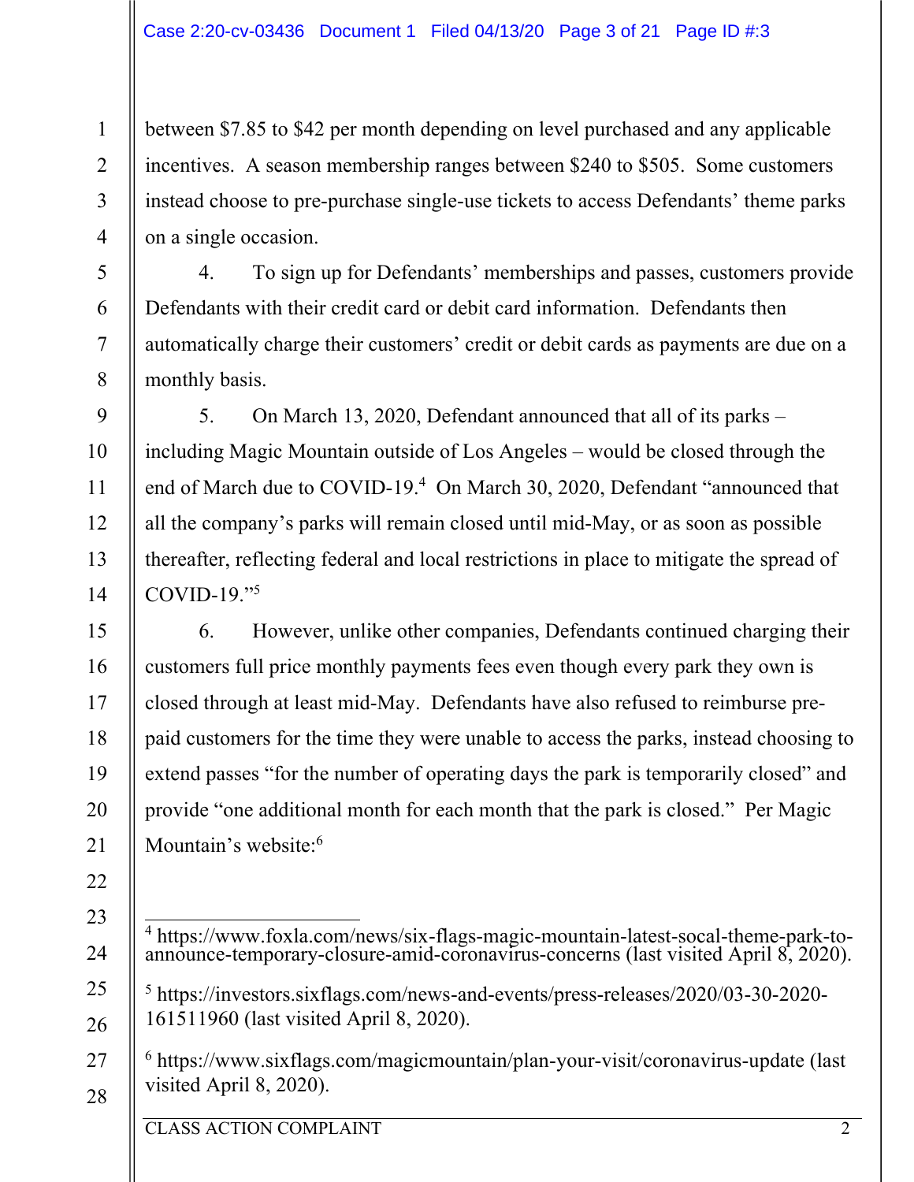between $7.85 to $42 per month depending on level purchased and any applicable incentives. A season membership ranges between $240 to $505. Some customers instead choose to pre-purchase single-use tickets to access Defendants' theme parks on a single occasion.

4. To sign up for Defendants' memberships and passes, customers provide Defendants with their credit card or debit card information. Defendants then automatically charge their customers' credit or debit cards as payments are due on a monthly basis.

5. On March 13, 2020, Defendant announced that all of its parks – including Magic Mountain outside of Los Angeles – would be closed through the end of March due to COVID-19.[4] On March 30, 2020, Defendant "announced that all the company's parks will remain closed until mid-May, or as soon as possible thereafter, reflecting federal and local restrictions in place to mitigate the spread of COVID-19."[5]

6. However, unlike other companies, Defendants continued charging their customers full price monthly payments fees even though every park they own is closed through at least mid-May. Defendants have also refused to reimburse pre-paid customers for the time they were unable to access the parks, instead choosing to extend passes "for the number of operating days the park is temporarily closed" and provide "one additional month for each month that the park is closed." Per Magic Mountain's website:[6]

---

[4] https://www.foxla.com/news/six-flags-magic-mountain-latest-socal-theme-park-to-announce-temporary-closure-amid-coronavirus-concerns (last visited April 8, 2020).

[5] https://investors.sixflags.com/news-and-events/press-releases/2020/03-30-2020-161511960 (last visited April 8, 2020).

[6] https://www.sixflags.com/magicmountain/plan-your-visit/coronavirus-update (last visited April 8, 2020).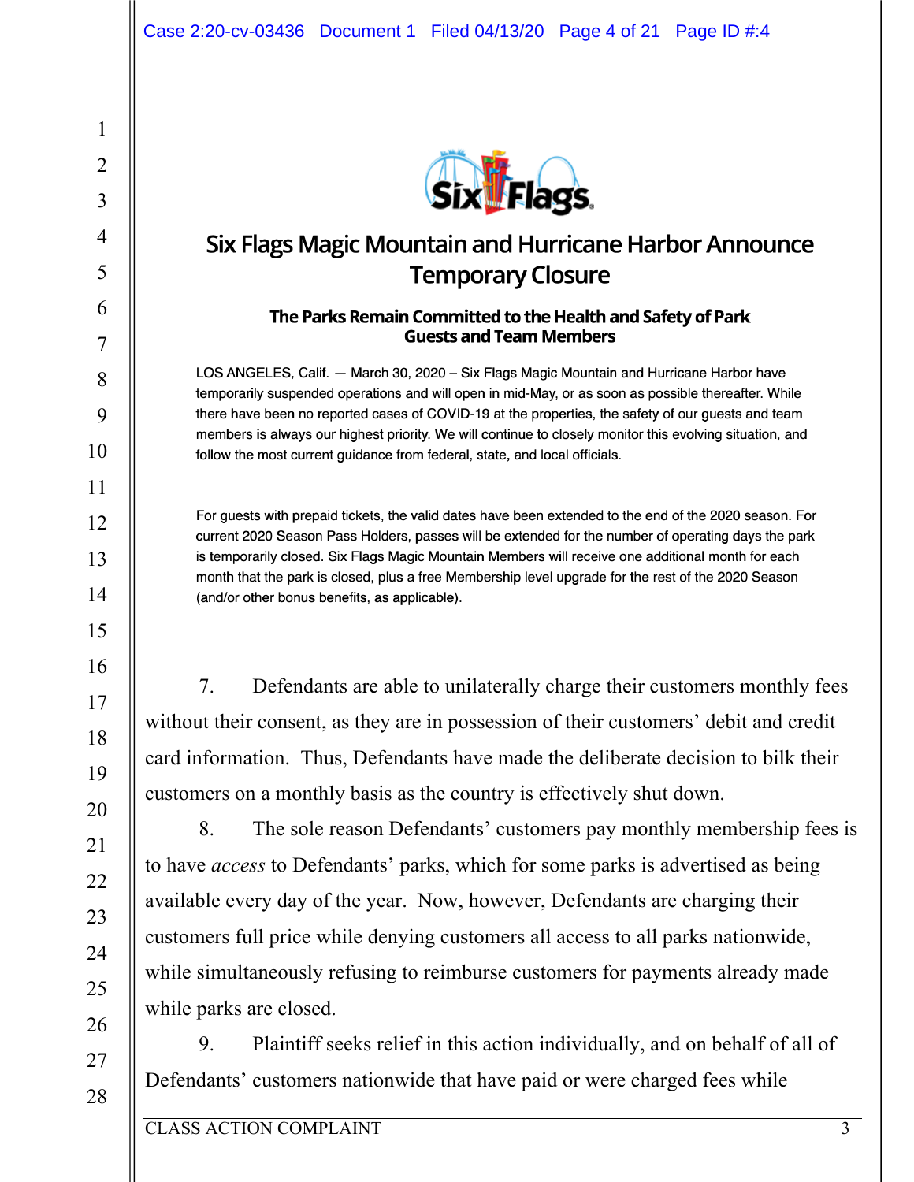## Six Flags Magic Mountain and Hurricane Harbor Announce Temporary Closure

### The Parks Remain Committed to the Health and Safety of Park Guests and Team Members

LOS ANGELES, Calif. — March 30, 2020 – Six Flags Magic Mountain and Hurricane Harbor have temporarily suspended operations and will open in mid-May, or as soon as possible thereafter. While there have been no reported cases of COVID-19 at the properties, the safety of our guests and team members is always our highest priority. We will continue to closely monitor this evolving situation, and follow the most current guidance from federal, state, and local officials.

For guests with prepaid tickets, the valid dates have been extended to the end of the 2020 season. For current 2020 Season Pass Holders, passes will be extended for the number of operating days the park is temporarily closed. Six Flags Magic Mountain Members will receive one additional month for each month that the park is closed, plus a free Membership level upgrade for the rest of the 2020 Season (and/or other bonus benefits, as applicable).

7. Defendants are able to unilaterally charge their customers monthly fees without their consent, as they are in possession of their customers' debit and credit card information. Thus, Defendants have made the deliberate decision to bilk their customers on a monthly basis as the country is effectively shut down.

8. The sole reason Defendants' customers pay monthly membership fees is to have *access* to Defendants' parks, which for some parks is advertised as being available every day of the year. Now, however, Defendants are charging their customers full price while denying customers all access to all parks nationwide, while simultaneously refusing to reimburse customers for payments already made while parks are closed.

9. Plaintiff seeks relief in this action individually, and on behalf of all of Defendants' customers nationwide that have paid or were charged fees while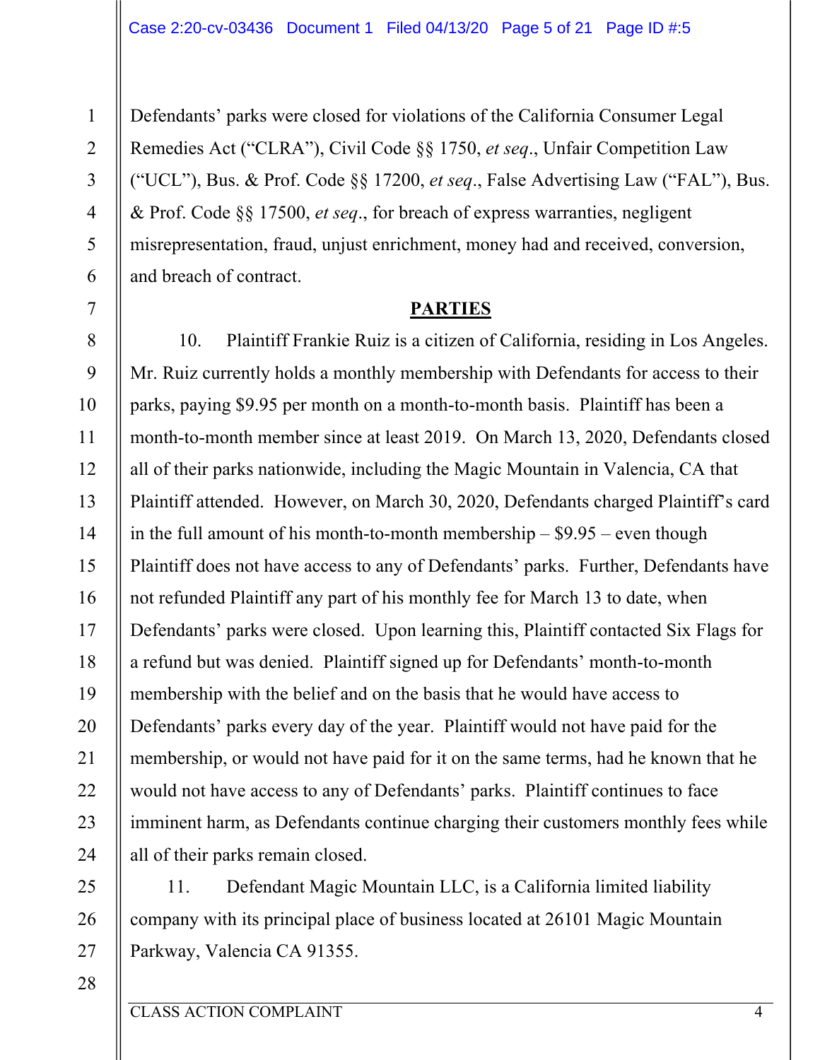Defendants' parks were closed for violations of the California Consumer Legal Remedies Act ("CLRA"), Civil Code §§ 1750, *et seq*., Unfair Competition Law ("UCL"), Bus. & Prof. Code §§ 17200, *et seq*., False Advertising Law ("FAL"), Bus. & Prof. Code §§ 17500, *et seq*., for breach of express warranties, negligent misrepresentation, fraud, unjust enrichment, money had and received, conversion, and breach of contract.

## PARTIES

10. Plaintiff Frankie Ruiz is a citizen of California, residing in Los Angeles. Mr. Ruiz currently holds a monthly membership with Defendants for access to their parks, paying $9.95 per month on a month-to-month basis. Plaintiff has been a month-to-month member since at least 2019. On March 13, 2020, Defendants closed all of their parks nationwide, including the Magic Mountain in Valencia, CA that Plaintiff attended. However, on March 30, 2020, Defendants charged Plaintiff's card in the full amount of his month-to-month membership – $9.95 – even though Plaintiff does not have access to any of Defendants' parks. Further, Defendants have not refunded Plaintiff any part of his monthly fee for March 13 to date, when Defendants' parks were closed. Upon learning this, Plaintiff contacted Six Flags for a refund but was denied. Plaintiff signed up for Defendants' month-to-month membership with the belief and on the basis that he would have access to Defendants' parks every day of the year. Plaintiff would not have paid for the membership, or would not have paid for it on the same terms, had he known that he would not have access to any of Defendants' parks. Plaintiff continues to face imminent harm, as Defendants continue charging their customers monthly fees while all of their parks remain closed.

11. Defendant Magic Mountain LLC, is a California limited liability company with its principal place of business located at 26101 Magic Mountain Parkway, Valencia CA 91355.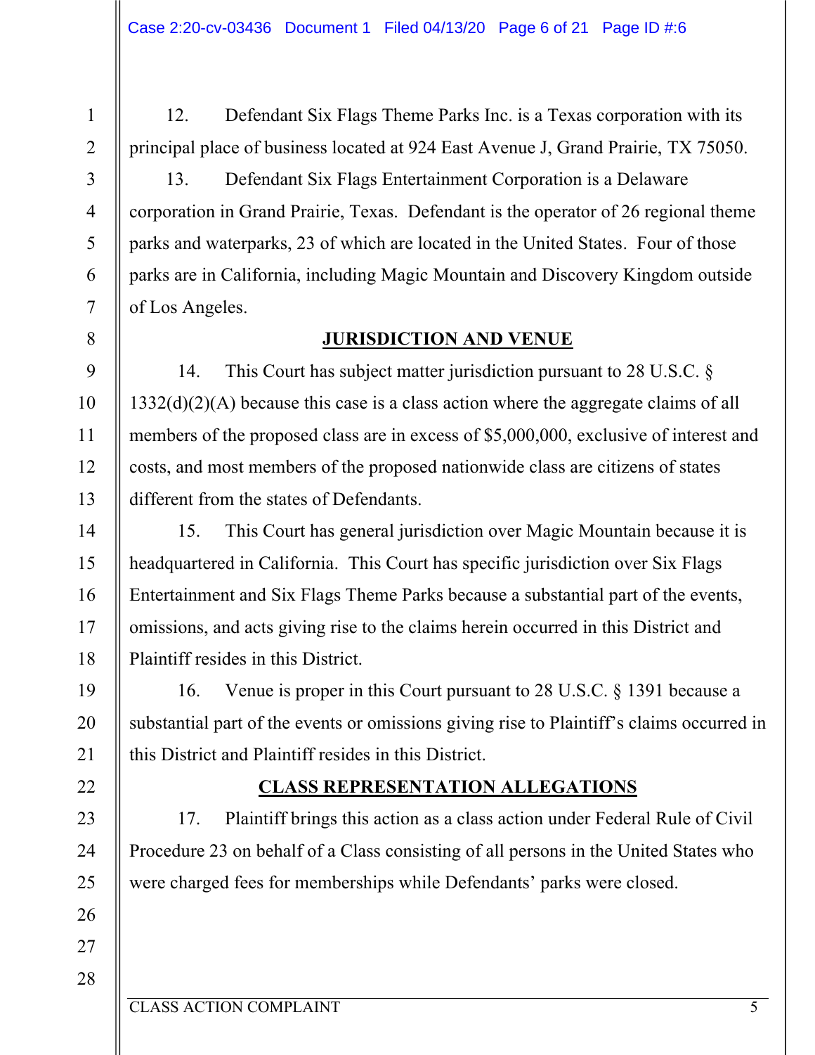12. Defendant Six Flags Theme Parks Inc. is a Texas corporation with its principal place of business located at 924 East Avenue J, Grand Prairie, TX 75050.

13. Defendant Six Flags Entertainment Corporation is a Delaware corporation in Grand Prairie, Texas. Defendant is the operator of 26 regional theme parks and waterparks, 23 of which are located in the United States. Four of those parks are in California, including Magic Mountain and Discovery Kingdom outside of Los Angeles.

## JURISDICTION AND VENUE

14. This Court has subject matter jurisdiction pursuant to 28 U.S.C. § 1332(d)(2)(A) because this case is a class action where the aggregate claims of all members of the proposed class are in excess of $5,000,000, exclusive of interest and costs, and most members of the proposed nationwide class are citizens of states different from the states of Defendants.

15. This Court has general jurisdiction over Magic Mountain because it is headquartered in California. This Court has specific jurisdiction over Six Flags Entertainment and Six Flags Theme Parks because a substantial part of the events, omissions, and acts giving rise to the claims herein occurred in this District and Plaintiff resides in this District.

16. Venue is proper in this Court pursuant to 28 U.S.C. § 1391 because a substantial part of the events or omissions giving rise to Plaintiff's claims occurred in this District and Plaintiff resides in this District.

## CLASS REPRESENTATION ALLEGATIONS

17. Plaintiff brings this action as a class action under Federal Rule of Civil Procedure 23 on behalf of a Class consisting of all persons in the United States who were charged fees for memberships while Defendants' parks were closed.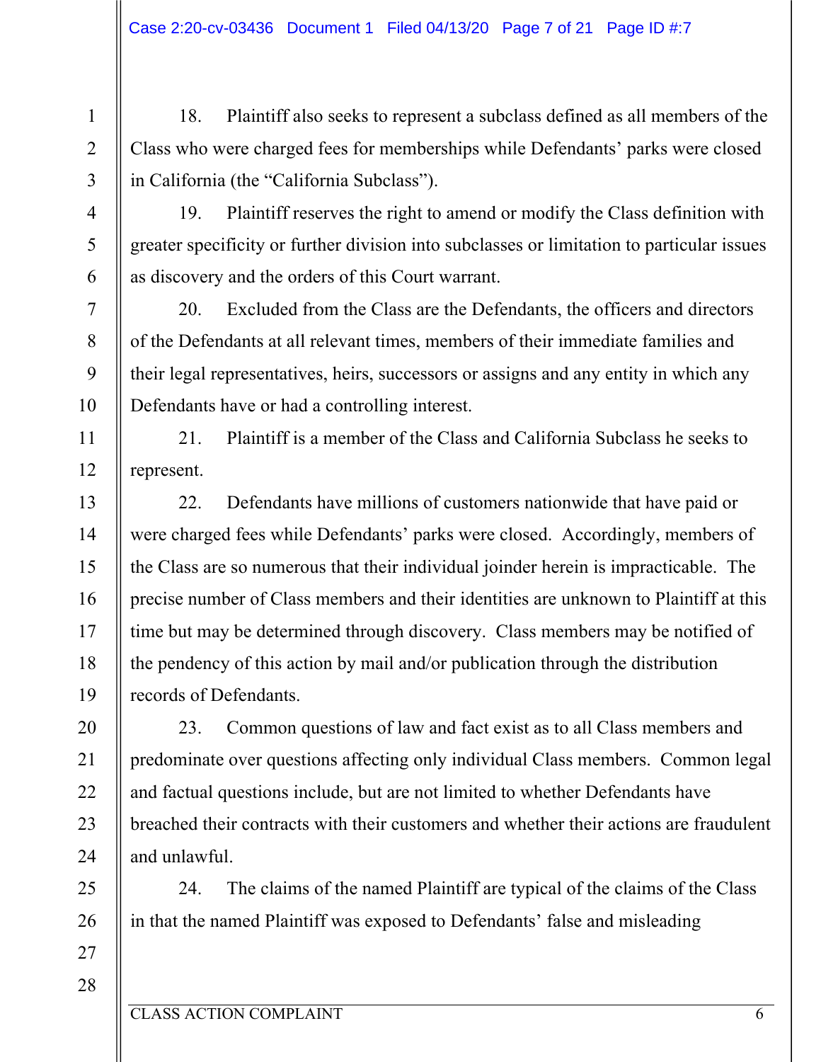18. Plaintiff also seeks to represent a subclass defined as all members of the Class who were charged fees for memberships while Defendants' parks were closed in California (the "California Subclass").

19. Plaintiff reserves the right to amend or modify the Class definition with greater specificity or further division into subclasses or limitation to particular issues as discovery and the orders of this Court warrant.

20. Excluded from the Class are the Defendants, the officers and directors of the Defendants at all relevant times, members of their immediate families and their legal representatives, heirs, successors or assigns and any entity in which any Defendants have or had a controlling interest.

21. Plaintiff is a member of the Class and California Subclass he seeks to represent.

22. Defendants have millions of customers nationwide that have paid or were charged fees while Defendants' parks were closed. Accordingly, members of the Class are so numerous that their individual joinder herein is impracticable. The precise number of Class members and their identities are unknown to Plaintiff at this time but may be determined through discovery. Class members may be notified of the pendency of this action by mail and/or publication through the distribution records of Defendants.

23. Common questions of law and fact exist as to all Class members and predominate over questions affecting only individual Class members. Common legal and factual questions include, but are not limited to whether Defendants have breached their contracts with their customers and whether their actions are fraudulent and unlawful.

24. The claims of the named Plaintiff are typical of the claims of the Class in that the named Plaintiff was exposed to Defendants' false and misleading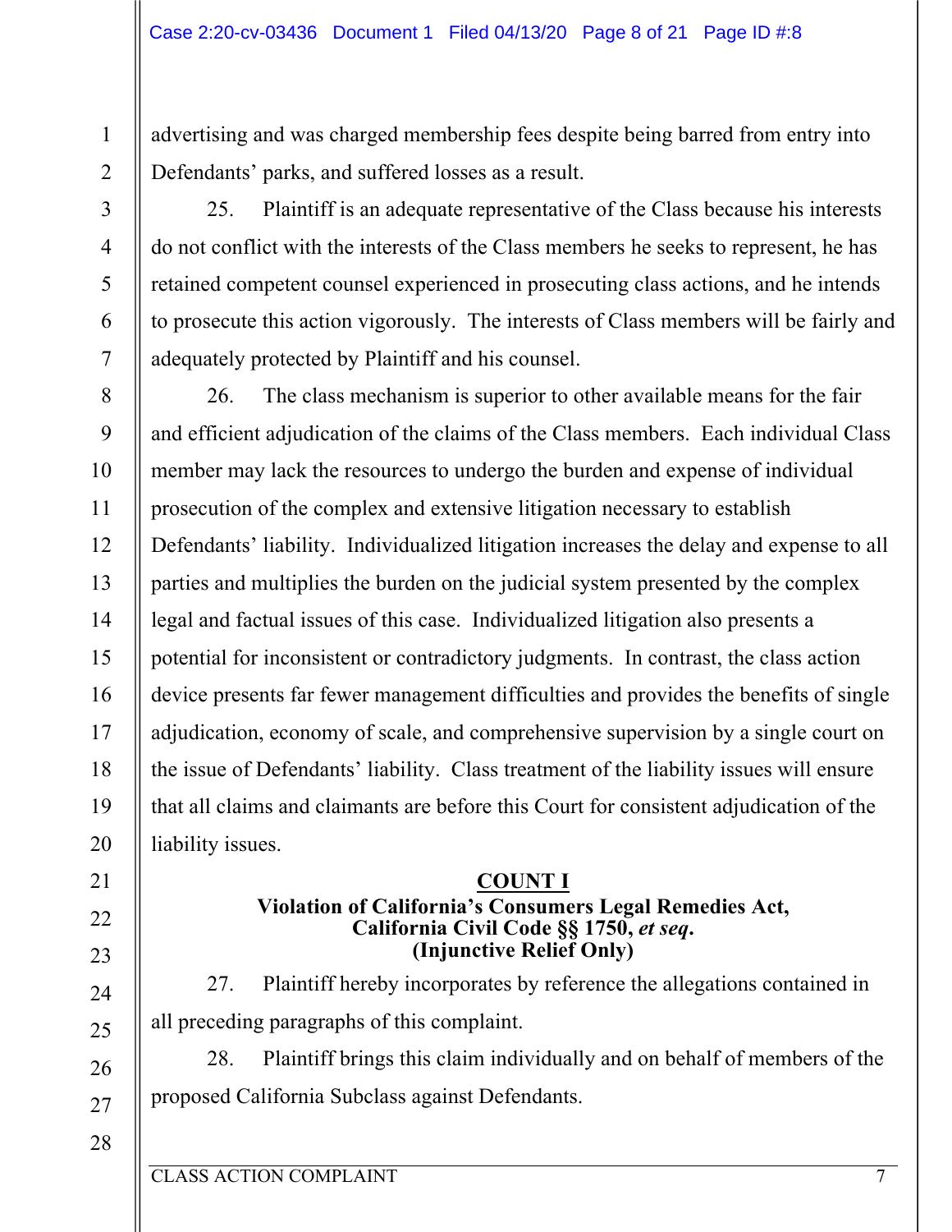advertising and was charged membership fees despite being barred from entry into Defendants' parks, and suffered losses as a result.

25. Plaintiff is an adequate representative of the Class because his interests do not conflict with the interests of the Class members he seeks to represent, he has retained competent counsel experienced in prosecuting class actions, and he intends to prosecute this action vigorously. The interests of Class members will be fairly and adequately protected by Plaintiff and his counsel.

26. The class mechanism is superior to other available means for the fair and efficient adjudication of the claims of the Class members. Each individual Class member may lack the resources to undergo the burden and expense of individual prosecution of the complex and extensive litigation necessary to establish Defendants' liability. Individualized litigation increases the delay and expense to all parties and multiplies the burden on the judicial system presented by the complex legal and factual issues of this case. Individualized litigation also presents a potential for inconsistent or contradictory judgments. In contrast, the class action device presents far fewer management difficulties and provides the benefits of single adjudication, economy of scale, and comprehensive supervision by a single court on the issue of Defendants' liability. Class treatment of the liability issues will ensure that all claims and claimants are before this Court for consistent adjudication of the liability issues.

## COUNT I
**Violation of California's Consumers Legal Remedies Act,**
**California Civil Code §§ 1750, *et seq*.**
**(Injunctive Relief Only)**

27. Plaintiff hereby incorporates by reference the allegations contained in all preceding paragraphs of this complaint.

28. Plaintiff brings this claim individually and on behalf of members of the proposed California Subclass against Defendants.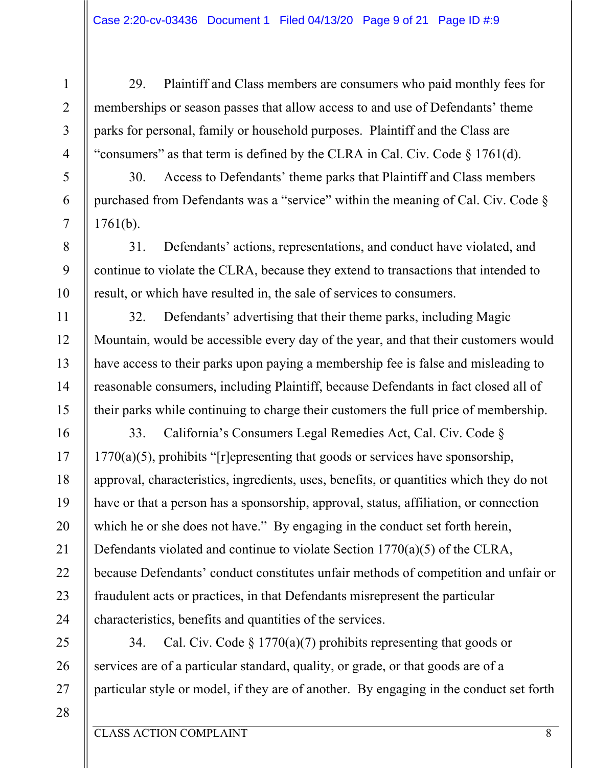29. Plaintiff and Class members are consumers who paid monthly fees for memberships or season passes that allow access to and use of Defendants' theme parks for personal, family or household purposes. Plaintiff and the Class are "consumers" as that term is defined by the CLRA in Cal. Civ. Code § 1761(d).

30. Access to Defendants' theme parks that Plaintiff and Class members purchased from Defendants was a "service" within the meaning of Cal. Civ. Code § 1761(b).

31. Defendants' actions, representations, and conduct have violated, and continue to violate the CLRA, because they extend to transactions that intended to result, or which have resulted in, the sale of services to consumers.

32. Defendants' advertising that their theme parks, including Magic Mountain, would be accessible every day of the year, and that their customers would have access to their parks upon paying a membership fee is false and misleading to reasonable consumers, including Plaintiff, because Defendants in fact closed all of their parks while continuing to charge their customers the full price of membership.

33. California's Consumers Legal Remedies Act, Cal. Civ. Code § 1770(a)(5), prohibits "[r]epresenting that goods or services have sponsorship, approval, characteristics, ingredients, uses, benefits, or quantities which they do not have or that a person has a sponsorship, approval, status, affiliation, or connection which he or she does not have." By engaging in the conduct set forth herein, Defendants violated and continue to violate Section 1770(a)(5) of the CLRA, because Defendants' conduct constitutes unfair methods of competition and unfair or fraudulent acts or practices, in that Defendants misrepresent the particular characteristics, benefits and quantities of the services.

34. Cal. Civ. Code § 1770(a)(7) prohibits representing that goods or services are of a particular standard, quality, or grade, or that goods are of a particular style or model, if they are of another. By engaging in the conduct set forth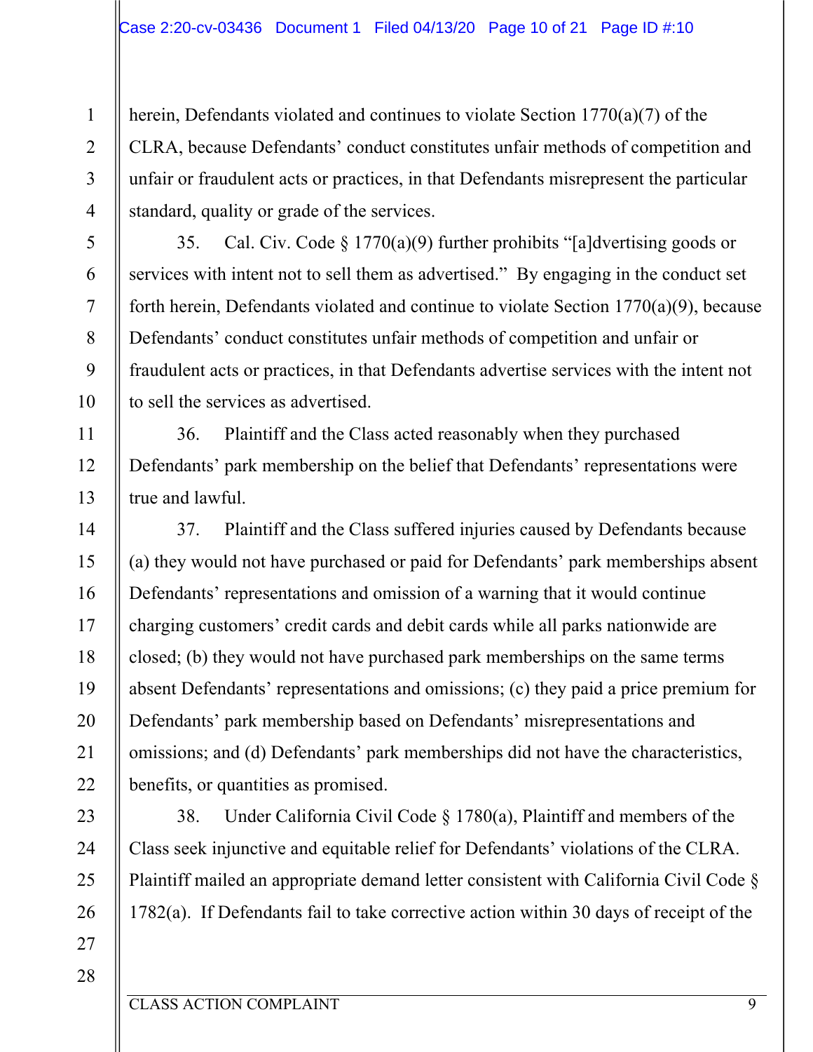herein, Defendants violated and continues to violate Section 1770(a)(7) of the CLRA, because Defendants' conduct constitutes unfair methods of competition and unfair or fraudulent acts or practices, in that Defendants misrepresent the particular standard, quality or grade of the services.

35. Cal. Civ. Code § 1770(a)(9) further prohibits "[a]dvertising goods or services with intent not to sell them as advertised." By engaging in the conduct set forth herein, Defendants violated and continue to violate Section 1770(a)(9), because Defendants' conduct constitutes unfair methods of competition and unfair or fraudulent acts or practices, in that Defendants advertise services with the intent not to sell the services as advertised.

36. Plaintiff and the Class acted reasonably when they purchased Defendants' park membership on the belief that Defendants' representations were true and lawful.

37. Plaintiff and the Class suffered injuries caused by Defendants because (a) they would not have purchased or paid for Defendants' park memberships absent Defendants' representations and omission of a warning that it would continue charging customers' credit cards and debit cards while all parks nationwide are closed; (b) they would not have purchased park memberships on the same terms absent Defendants' representations and omissions; (c) they paid a price premium for Defendants' park membership based on Defendants' misrepresentations and omissions; and (d) Defendants' park memberships did not have the characteristics, benefits, or quantities as promised.

38. Under California Civil Code § 1780(a), Plaintiff and members of the Class seek injunctive and equitable relief for Defendants' violations of the CLRA. Plaintiff mailed an appropriate demand letter consistent with California Civil Code § 1782(a). If Defendants fail to take corrective action within 30 days of receipt of the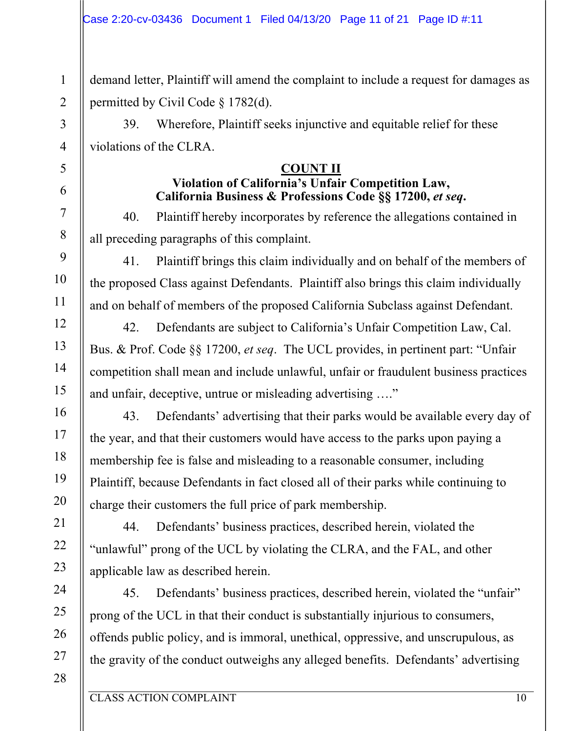demand letter, Plaintiff will amend the complaint to include a request for damages as permitted by Civil Code § 1782(d).

39. Wherefore, Plaintiff seeks injunctive and equitable relief for these violations of the CLRA.

## COUNT II
### Violation of California's Unfair Competition Law, California Business & Professions Code §§ 17200, *et seq*.

40. Plaintiff hereby incorporates by reference the allegations contained in all preceding paragraphs of this complaint.

41. Plaintiff brings this claim individually and on behalf of the members of the proposed Class against Defendants. Plaintiff also brings this claim individually and on behalf of members of the proposed California Subclass against Defendant.

42. Defendants are subject to California's Unfair Competition Law, Cal. Bus. & Prof. Code §§ 17200, *et seq*. The UCL provides, in pertinent part: "Unfair competition shall mean and include unlawful, unfair or fraudulent business practices and unfair, deceptive, untrue or misleading advertising …."

43. Defendants' advertising that their parks would be available every day of the year, and that their customers would have access to the parks upon paying a membership fee is false and misleading to a reasonable consumer, including Plaintiff, because Defendants in fact closed all of their parks while continuing to charge their customers the full price of park membership.

44. Defendants' business practices, described herein, violated the "unlawful" prong of the UCL by violating the CLRA, and the FAL, and other applicable law as described herein.

45. Defendants' business practices, described herein, violated the "unfair" prong of the UCL in that their conduct is substantially injurious to consumers, offends public policy, and is immoral, unethical, oppressive, and unscrupulous, as the gravity of the conduct outweighs any alleged benefits. Defendants' advertising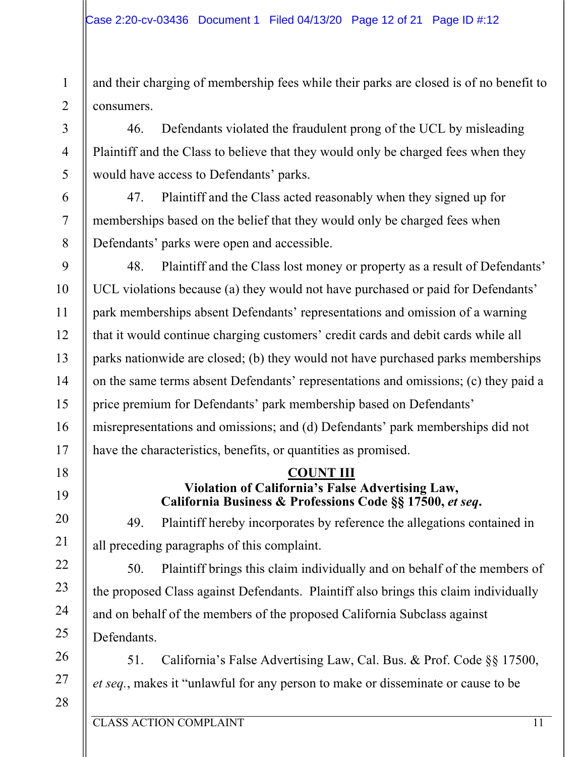and their charging of membership fees while their parks are closed is of no benefit to consumers.

46. Defendants violated the fraudulent prong of the UCL by misleading Plaintiff and the Class to believe that they would only be charged fees when they would have access to Defendants' parks.

47. Plaintiff and the Class acted reasonably when they signed up for memberships based on the belief that they would only be charged fees when Defendants' parks were open and accessible.

48. Plaintiff and the Class lost money or property as a result of Defendants' UCL violations because (a) they would not have purchased or paid for Defendants' park memberships absent Defendants' representations and omission of a warning that it would continue charging customers' credit cards and debit cards while all parks nationwide are closed; (b) they would not have purchased parks memberships on the same terms absent Defendants' representations and omissions; (c) they paid a price premium for Defendants' park membership based on Defendants' misrepresentations and omissions; and (d) Defendants' park memberships did not have the characteristics, benefits, or quantities as promised.

**COUNT III**
**Violation of California's False Advertising Law, California Business & Professions Code §§ 17500, *et seq*.**

49. Plaintiff hereby incorporates by reference the allegations contained in all preceding paragraphs of this complaint.

50. Plaintiff brings this claim individually and on behalf of the members of the proposed Class against Defendants. Plaintiff also brings this claim individually and on behalf of the members of the proposed California Subclass against Defendants.

51. California's False Advertising Law, Cal. Bus. & Prof. Code §§ 17500, *et seq.*, makes it "unlawful for any person to make or disseminate or cause to be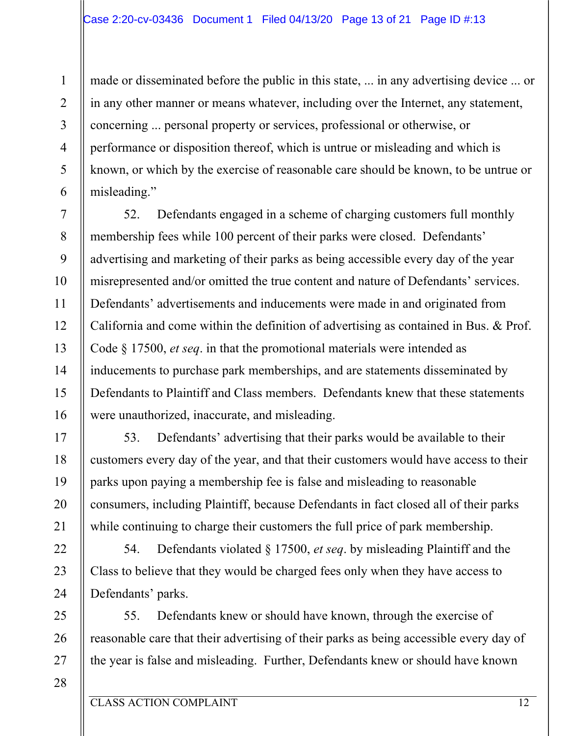made or disseminated before the public in this state, ... in any advertising device ... or in any other manner or means whatever, including over the Internet, any statement, concerning ... personal property or services, professional or otherwise, or performance or disposition thereof, which is untrue or misleading and which is known, or which by the exercise of reasonable care should be known, to be untrue or misleading."

52. Defendants engaged in a scheme of charging customers full monthly membership fees while 100 percent of their parks were closed. Defendants' advertising and marketing of their parks as being accessible every day of the year misrepresented and/or omitted the true content and nature of Defendants' services. Defendants' advertisements and inducements were made in and originated from California and come within the definition of advertising as contained in Bus. & Prof. Code § 17500, *et seq*. in that the promotional materials were intended as inducements to purchase park memberships, and are statements disseminated by Defendants to Plaintiff and Class members. Defendants knew that these statements were unauthorized, inaccurate, and misleading.

53. Defendants' advertising that their parks would be available to their customers every day of the year, and that their customers would have access to their parks upon paying a membership fee is false and misleading to reasonable consumers, including Plaintiff, because Defendants in fact closed all of their parks while continuing to charge their customers the full price of park membership.

54. Defendants violated § 17500, *et seq*. by misleading Plaintiff and the Class to believe that they would be charged fees only when they have access to Defendants' parks.

55. Defendants knew or should have known, through the exercise of reasonable care that their advertising of their parks as being accessible every day of the year is false and misleading. Further, Defendants knew or should have known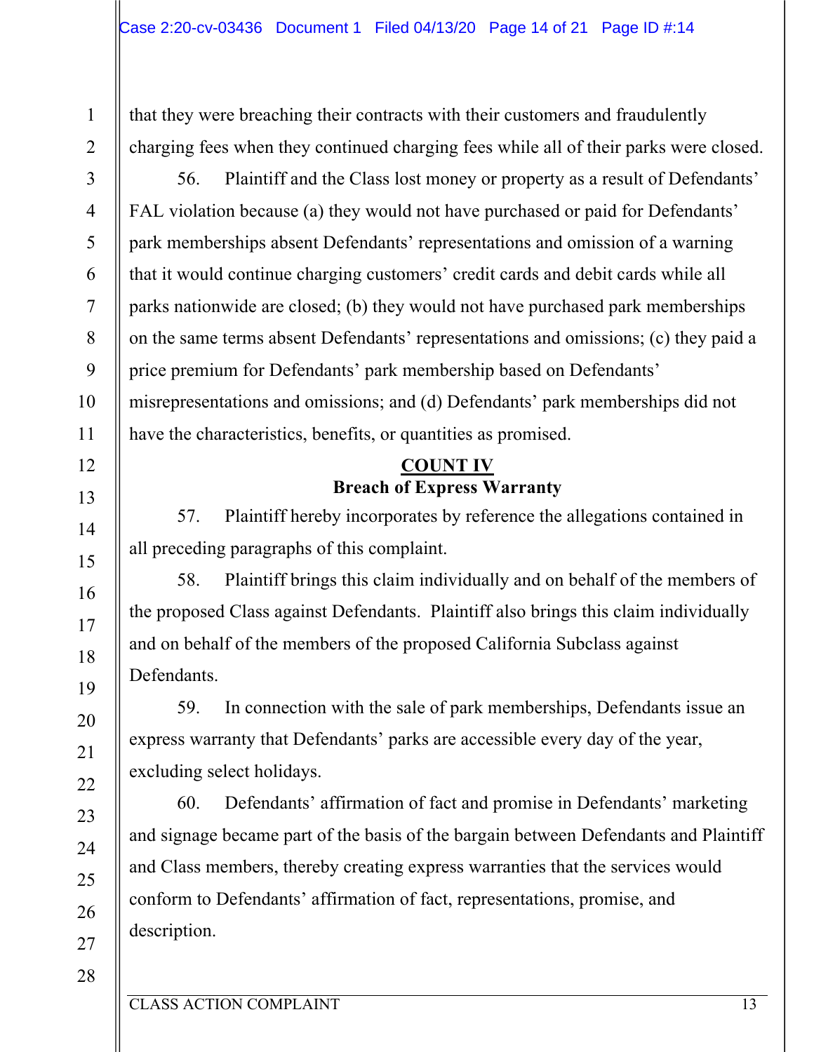that they were breaching their contracts with their customers and fraudulently charging fees when they continued charging fees while all of their parks were closed.

56. Plaintiff and the Class lost money or property as a result of Defendants' FAL violation because (a) they would not have purchased or paid for Defendants' park memberships absent Defendants' representations and omission of a warning that it would continue charging customers' credit cards and debit cards while all parks nationwide are closed; (b) they would not have purchased park memberships on the same terms absent Defendants' representations and omissions; (c) they paid a price premium for Defendants' park membership based on Defendants' misrepresentations and omissions; and (d) Defendants' park memberships did not have the characteristics, benefits, or quantities as promised.

## COUNT IV
**Breach of Express Warranty**

57. Plaintiff hereby incorporates by reference the allegations contained in all preceding paragraphs of this complaint.

58. Plaintiff brings this claim individually and on behalf of the members of the proposed Class against Defendants. Plaintiff also brings this claim individually and on behalf of the members of the proposed California Subclass against Defendants.

59. In connection with the sale of park memberships, Defendants issue an express warranty that Defendants' parks are accessible every day of the year, excluding select holidays.

60. Defendants' affirmation of fact and promise in Defendants' marketing and signage became part of the basis of the bargain between Defendants and Plaintiff and Class members, thereby creating express warranties that the services would conform to Defendants' affirmation of fact, representations, promise, and description.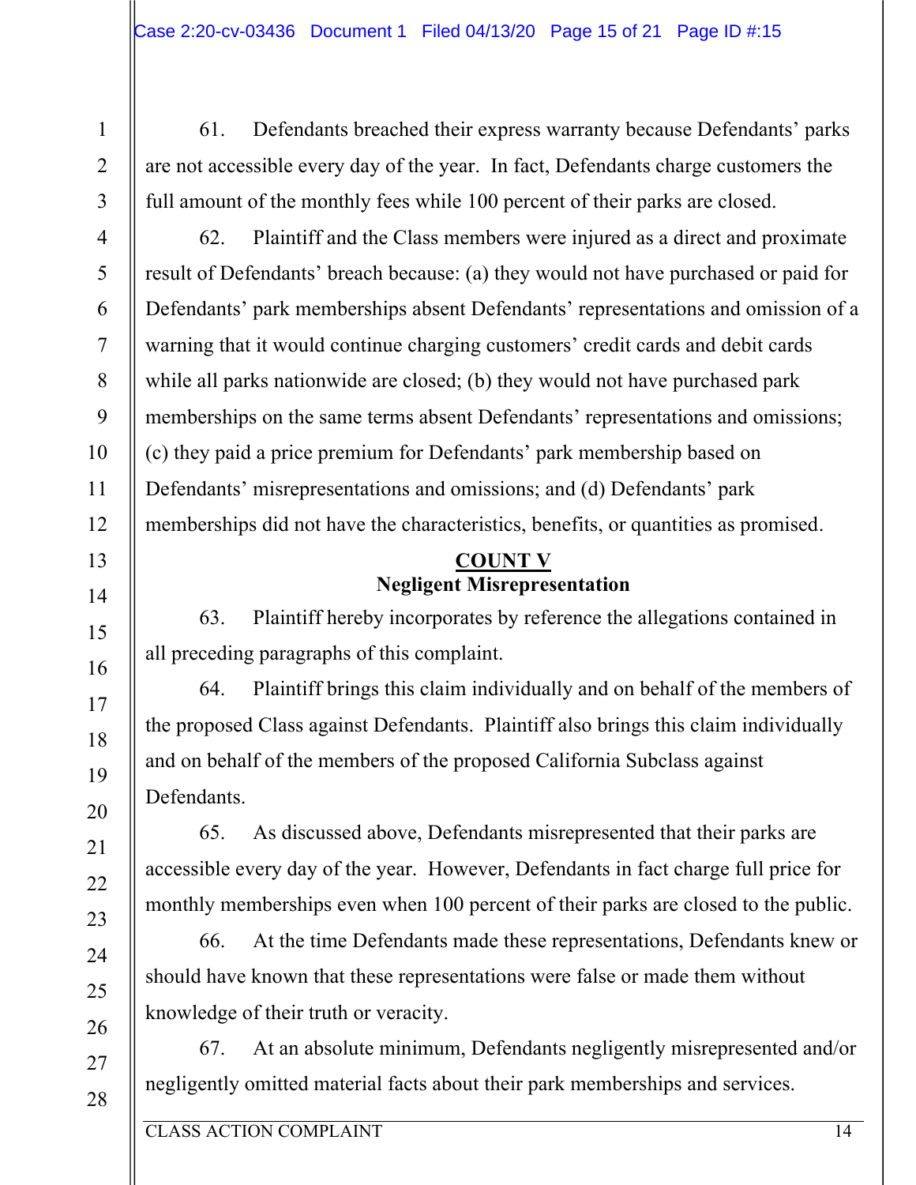61. Defendants breached their express warranty because Defendants' parks are not accessible every day of the year. In fact, Defendants charge customers the full amount of the monthly fees while 100 percent of their parks are closed.

62. Plaintiff and the Class members were injured as a direct and proximate result of Defendants' breach because: (a) they would not have purchased or paid for Defendants' park memberships absent Defendants' representations and omission of a warning that it would continue charging customers' credit cards and debit cards while all parks nationwide are closed; (b) they would not have purchased park memberships on the same terms absent Defendants' representations and omissions; (c) they paid a price premium for Defendants' park membership based on Defendants' misrepresentations and omissions; and (d) Defendants' park memberships did not have the characteristics, benefits, or quantities as promised.

## COUNT V
**Negligent Misrepresentation**

63. Plaintiff hereby incorporates by reference the allegations contained in all preceding paragraphs of this complaint.

64. Plaintiff brings this claim individually and on behalf of the members of the proposed Class against Defendants. Plaintiff also brings this claim individually and on behalf of the members of the proposed California Subclass against Defendants.

65. As discussed above, Defendants misrepresented that their parks are accessible every day of the year. However, Defendants in fact charge full price for monthly memberships even when 100 percent of their parks are closed to the public.

66. At the time Defendants made these representations, Defendants knew or should have known that these representations were false or made them without knowledge of their truth or veracity.

67. At an absolute minimum, Defendants negligently misrepresented and/or negligently omitted material facts about their park memberships and services.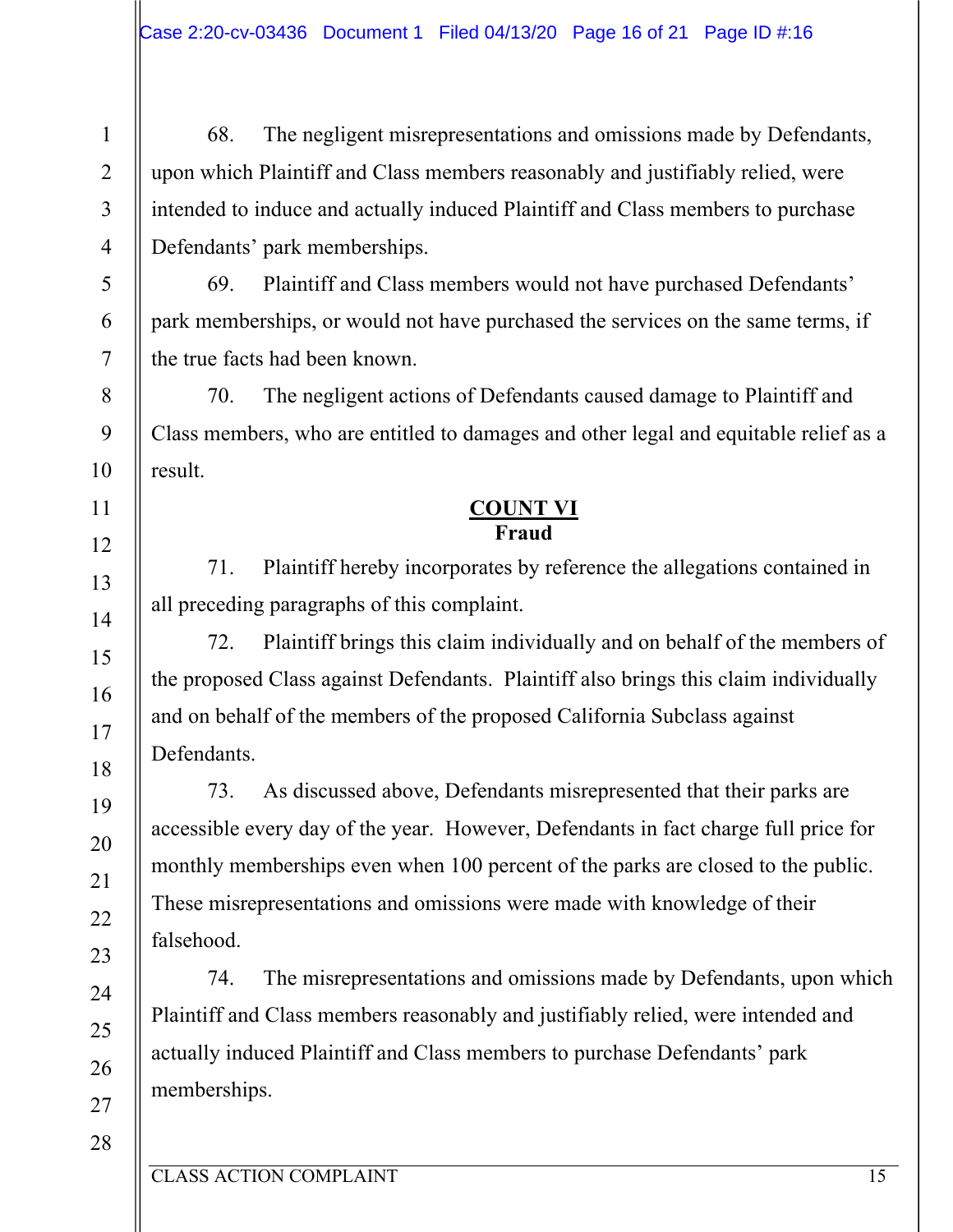68. The negligent misrepresentations and omissions made by Defendants, upon which Plaintiff and Class members reasonably and justifiably relied, were intended to induce and actually induced Plaintiff and Class members to purchase Defendants' park memberships.

69. Plaintiff and Class members would not have purchased Defendants' park memberships, or would not have purchased the services on the same terms, if the true facts had been known.

70. The negligent actions of Defendants caused damage to Plaintiff and Class members, who are entitled to damages and other legal and equitable relief as a result.

## COUNT VI
**Fraud**

71. Plaintiff hereby incorporates by reference the allegations contained in all preceding paragraphs of this complaint.

72. Plaintiff brings this claim individually and on behalf of the members of the proposed Class against Defendants. Plaintiff also brings this claim individually and on behalf of the members of the proposed California Subclass against Defendants.

73. As discussed above, Defendants misrepresented that their parks are accessible every day of the year. However, Defendants in fact charge full price for monthly memberships even when 100 percent of the parks are closed to the public. These misrepresentations and omissions were made with knowledge of their falsehood.

74. The misrepresentations and omissions made by Defendants, upon which Plaintiff and Class members reasonably and justifiably relied, were intended and actually induced Plaintiff and Class members to purchase Defendants' park memberships.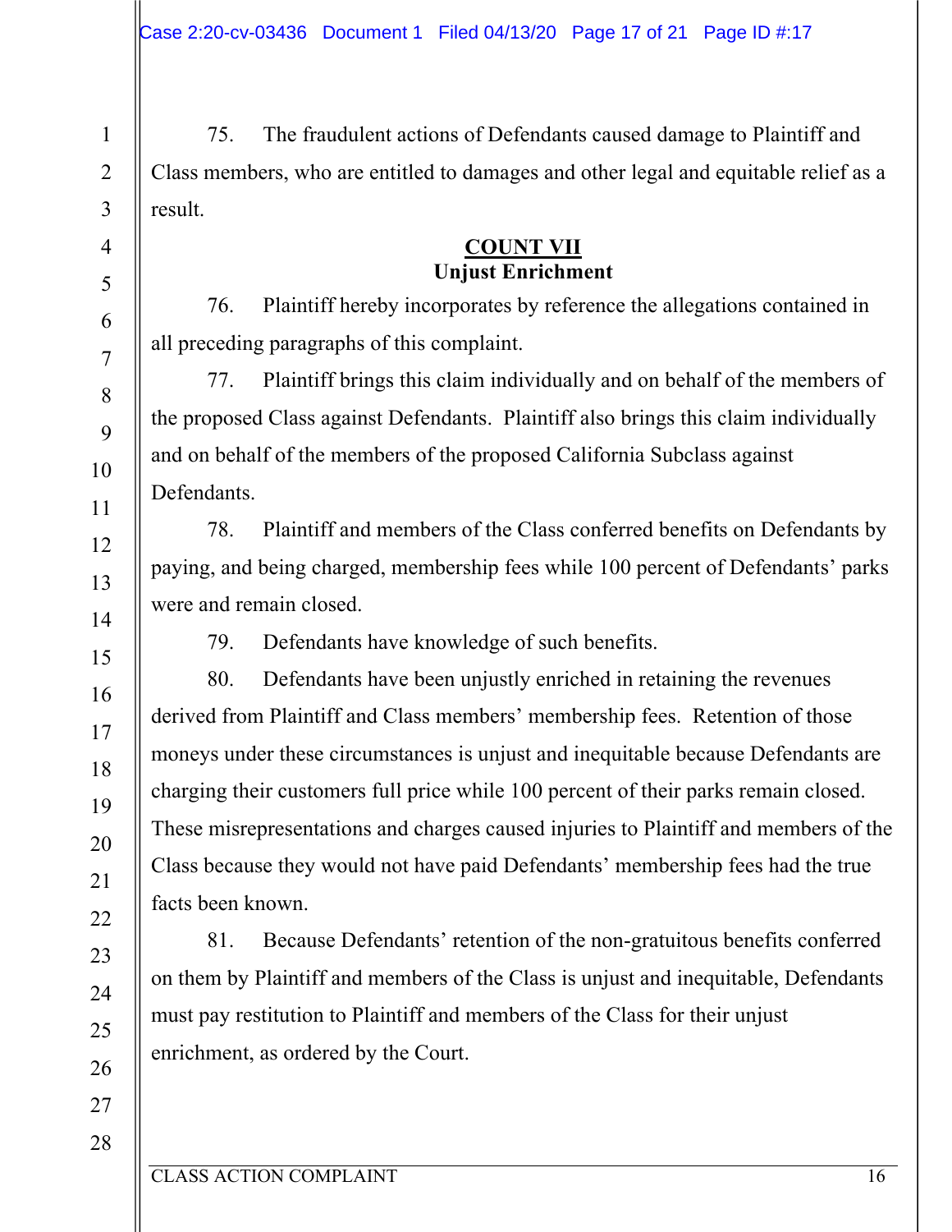75. The fraudulent actions of Defendants caused damage to Plaintiff and Class members, who are entitled to damages and other legal and equitable relief as a result.

## COUNT VII
### Unjust Enrichment

76. Plaintiff hereby incorporates by reference the allegations contained in all preceding paragraphs of this complaint.

77. Plaintiff brings this claim individually and on behalf of the members of the proposed Class against Defendants. Plaintiff also brings this claim individually and on behalf of the members of the proposed California Subclass against Defendants.

78. Plaintiff and members of the Class conferred benefits on Defendants by paying, and being charged, membership fees while 100 percent of Defendants' parks were and remain closed.

79. Defendants have knowledge of such benefits.

80. Defendants have been unjustly enriched in retaining the revenues derived from Plaintiff and Class members' membership fees. Retention of those moneys under these circumstances is unjust and inequitable because Defendants are charging their customers full price while 100 percent of their parks remain closed. These misrepresentations and charges caused injuries to Plaintiff and members of the Class because they would not have paid Defendants' membership fees had the true facts been known.

81. Because Defendants' retention of the non-gratuitous benefits conferred on them by Plaintiff and members of the Class is unjust and inequitable, Defendants must pay restitution to Plaintiff and members of the Class for their unjust enrichment, as ordered by the Court.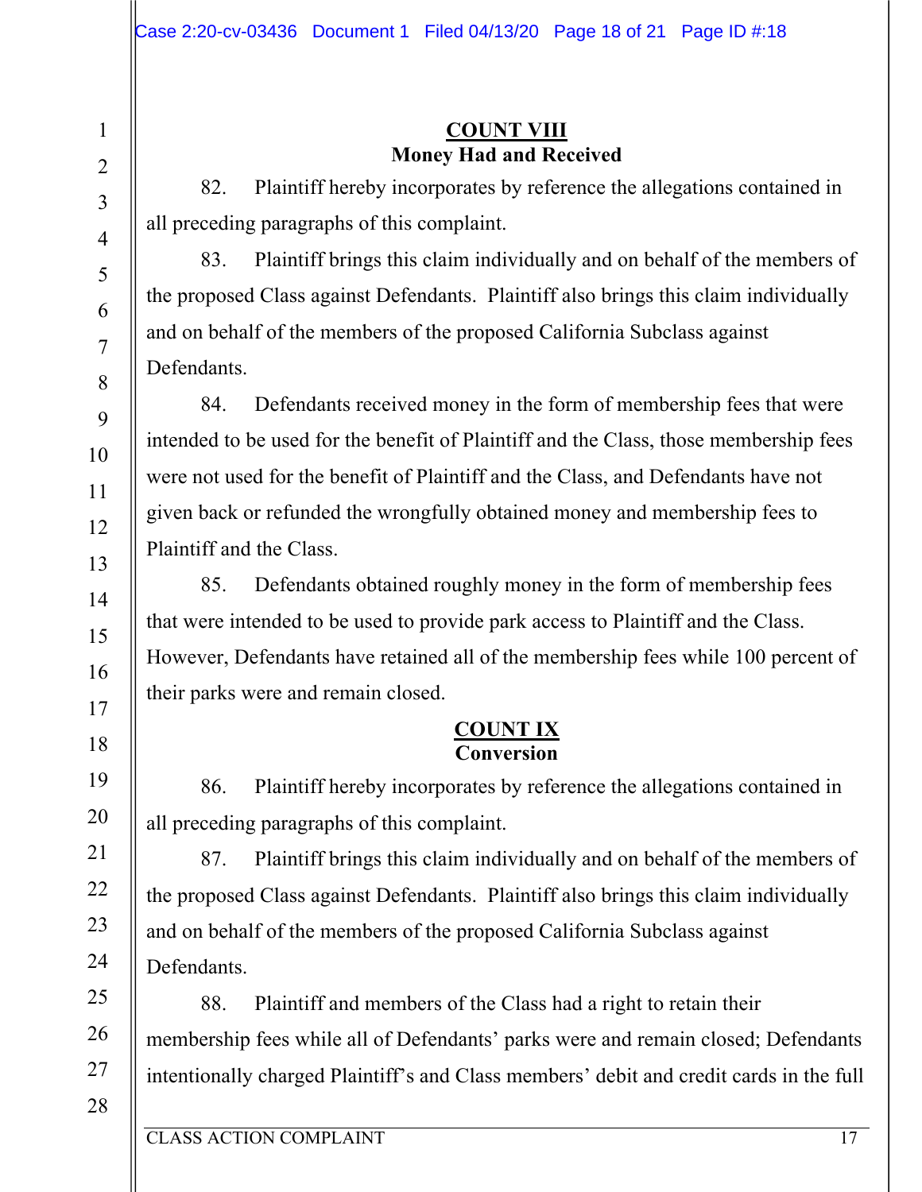**COUNT VIII**
**Money Had and Received**

82. Plaintiff hereby incorporates by reference the allegations contained in all preceding paragraphs of this complaint.

83. Plaintiff brings this claim individually and on behalf of the members of the proposed Class against Defendants. Plaintiff also brings this claim individually and on behalf of the members of the proposed California Subclass against Defendants.

84. Defendants received money in the form of membership fees that were intended to be used for the benefit of Plaintiff and the Class, those membership fees were not used for the benefit of Plaintiff and the Class, and Defendants have not given back or refunded the wrongfully obtained money and membership fees to Plaintiff and the Class.

85. Defendants obtained roughly money in the form of membership fees that were intended to be used to provide park access to Plaintiff and the Class. However, Defendants have retained all of the membership fees while 100 percent of their parks were and remain closed.

**COUNT IX**
**Conversion**

86. Plaintiff hereby incorporates by reference the allegations contained in all preceding paragraphs of this complaint.

87. Plaintiff brings this claim individually and on behalf of the members of the proposed Class against Defendants. Plaintiff also brings this claim individually and on behalf of the members of the proposed California Subclass against Defendants.

88. Plaintiff and members of the Class had a right to retain their membership fees while all of Defendants' parks were and remain closed; Defendants intentionally charged Plaintiff's and Class members' debit and credit cards in the full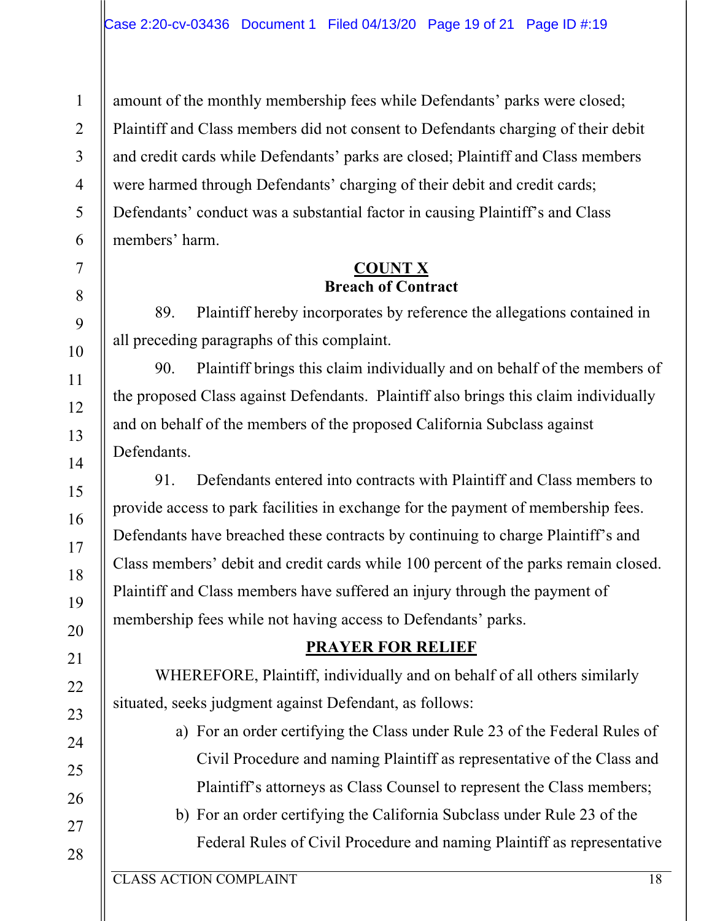amount of the monthly membership fees while Defendants' parks were closed; Plaintiff and Class members did not consent to Defendants charging of their debit and credit cards while Defendants' parks are closed; Plaintiff and Class members were harmed through Defendants' charging of their debit and credit cards; Defendants' conduct was a substantial factor in causing Plaintiff's and Class members' harm.

## COUNT X
### Breach of Contract

89. Plaintiff hereby incorporates by reference the allegations contained in all preceding paragraphs of this complaint.

90. Plaintiff brings this claim individually and on behalf of the members of the proposed Class against Defendants. Plaintiff also brings this claim individually and on behalf of the members of the proposed California Subclass against Defendants.

91. Defendants entered into contracts with Plaintiff and Class members to provide access to park facilities in exchange for the payment of membership fees. Defendants have breached these contracts by continuing to charge Plaintiff's and Class members' debit and credit cards while 100 percent of the parks remain closed. Plaintiff and Class members have suffered an injury through the payment of membership fees while not having access to Defendants' parks.

## PRAYER FOR RELIEF

WHEREFORE, Plaintiff, individually and on behalf of all others similarly situated, seeks judgment against Defendant, as follows:

a) For an order certifying the Class under Rule 23 of the Federal Rules of Civil Procedure and naming Plaintiff as representative of the Class and Plaintiff's attorneys as Class Counsel to represent the Class members;

b) For an order certifying the California Subclass under Rule 23 of the Federal Rules of Civil Procedure and naming Plaintiff as representative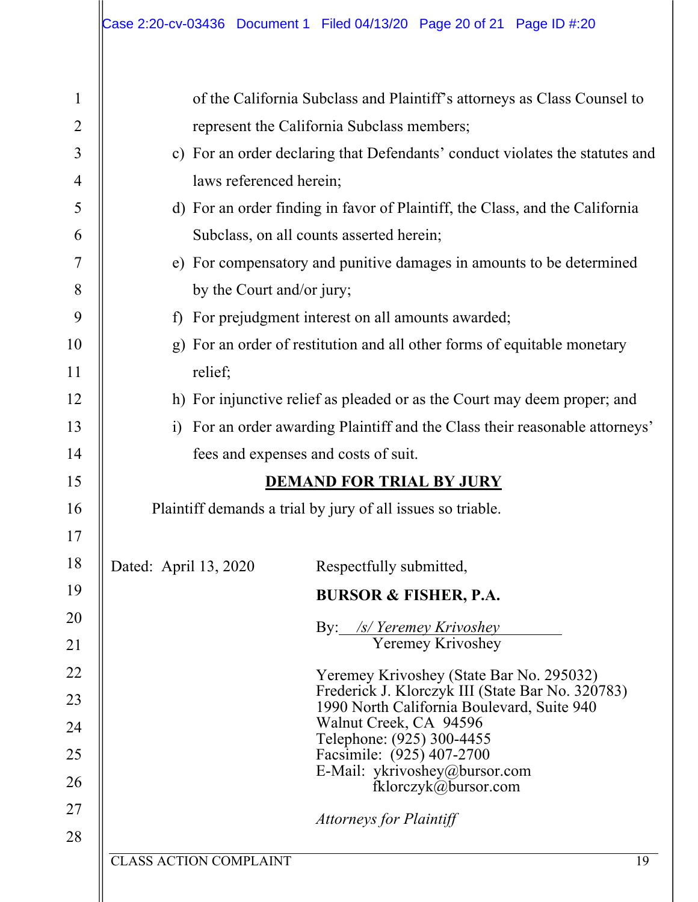of the California Subclass and Plaintiff's attorneys as Class Counsel to represent the California Subclass members;

c) For an order declaring that Defendants' conduct violates the statutes and laws referenced herein;

d) For an order finding in favor of Plaintiff, the Class, and the California Subclass, on all counts asserted herein;

e) For compensatory and punitive damages in amounts to be determined by the Court and/or jury;

f) For prejudgment interest on all amounts awarded;

g) For an order of restitution and all other forms of equitable monetary relief;

h) For injunctive relief as pleaded or as the Court may deem proper; and

i) For an order awarding Plaintiff and the Class their reasonable attorneys' fees and expenses and costs of suit.

## DEMAND FOR TRIAL BY JURY

Plaintiff demands a trial by jury of all issues so triable.

Dated: April 13, 2020

Respectfully submitted,

**BURSOR & FISHER, P.A.**

By: */s/ Yeremey Krivoshey*
Yeremey Krivoshey

Yeremey Krivoshey (State Bar No. 295032)
Frederick J. Klorczyk III (State Bar No. 320783)
1990 North California Boulevard, Suite 940
Walnut Creek, CA 94596
Telephone: (925) 300-4455
Facsimile: (925) 407-2700
E-Mail: ykrivoshey@bursor.com
fklorczyk@bursor.com

*Attorneys for Plaintiff*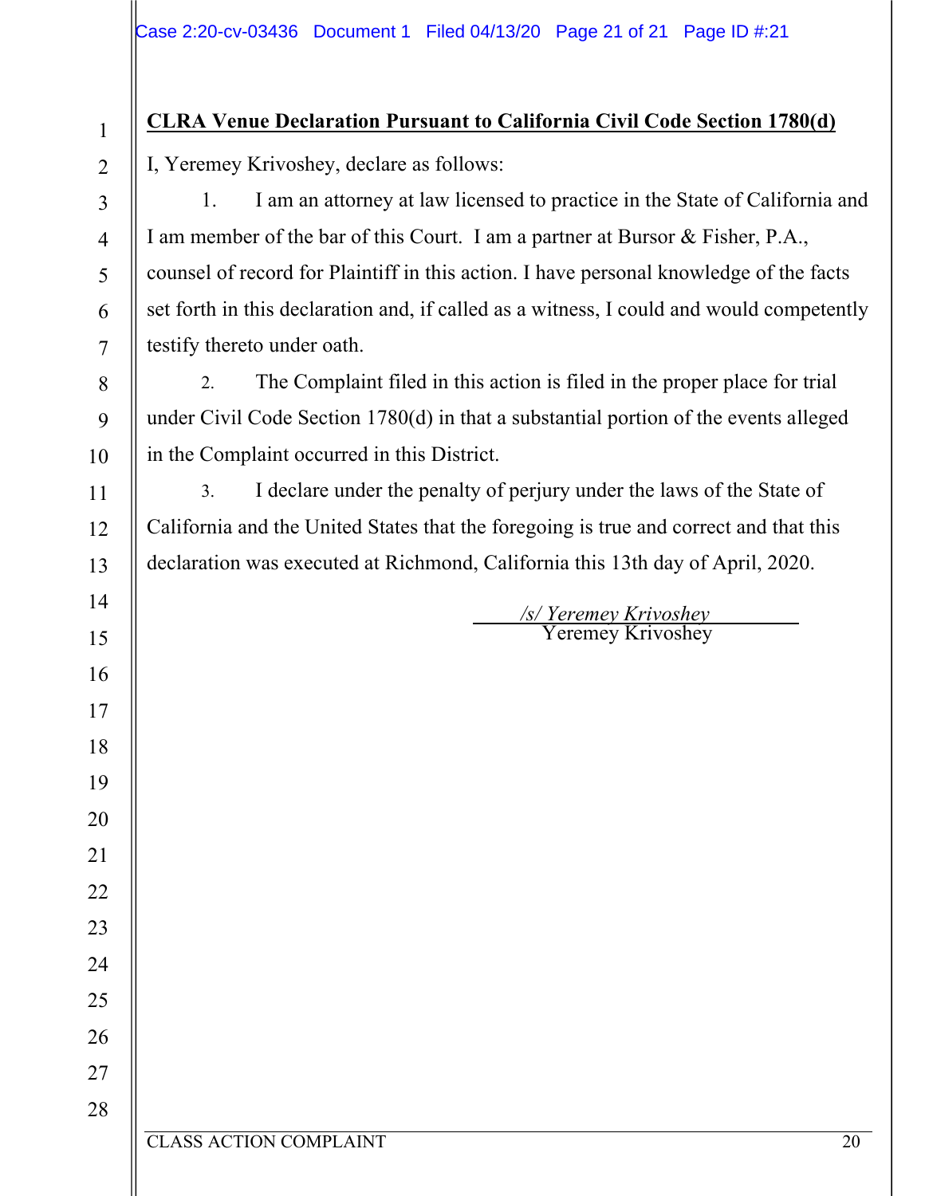**CLRA Venue Declaration Pursuant to California Civil Code Section 1780(d)**

I, Yeremey Krivoshey, declare as follows:

1. I am an attorney at law licensed to practice in the State of California and I am member of the bar of this Court. I am a partner at Bursor & Fisher, P.A., counsel of record for Plaintiff in this action. I have personal knowledge of the facts set forth in this declaration and, if called as a witness, I could and would competently testify thereto under oath.

2. The Complaint filed in this action is filed in the proper place for trial under Civil Code Section 1780(d) in that a substantial portion of the events alleged in the Complaint occurred in this District.

3. I declare under the penalty of perjury under the laws of the State of California and the United States that the foregoing is true and correct and that this declaration was executed at Richmond, California this 13th day of April, 2020.

*/s/ Yeremey Krivoshey*
Yeremey Krivoshey

CLASS ACTION COMPLAINT